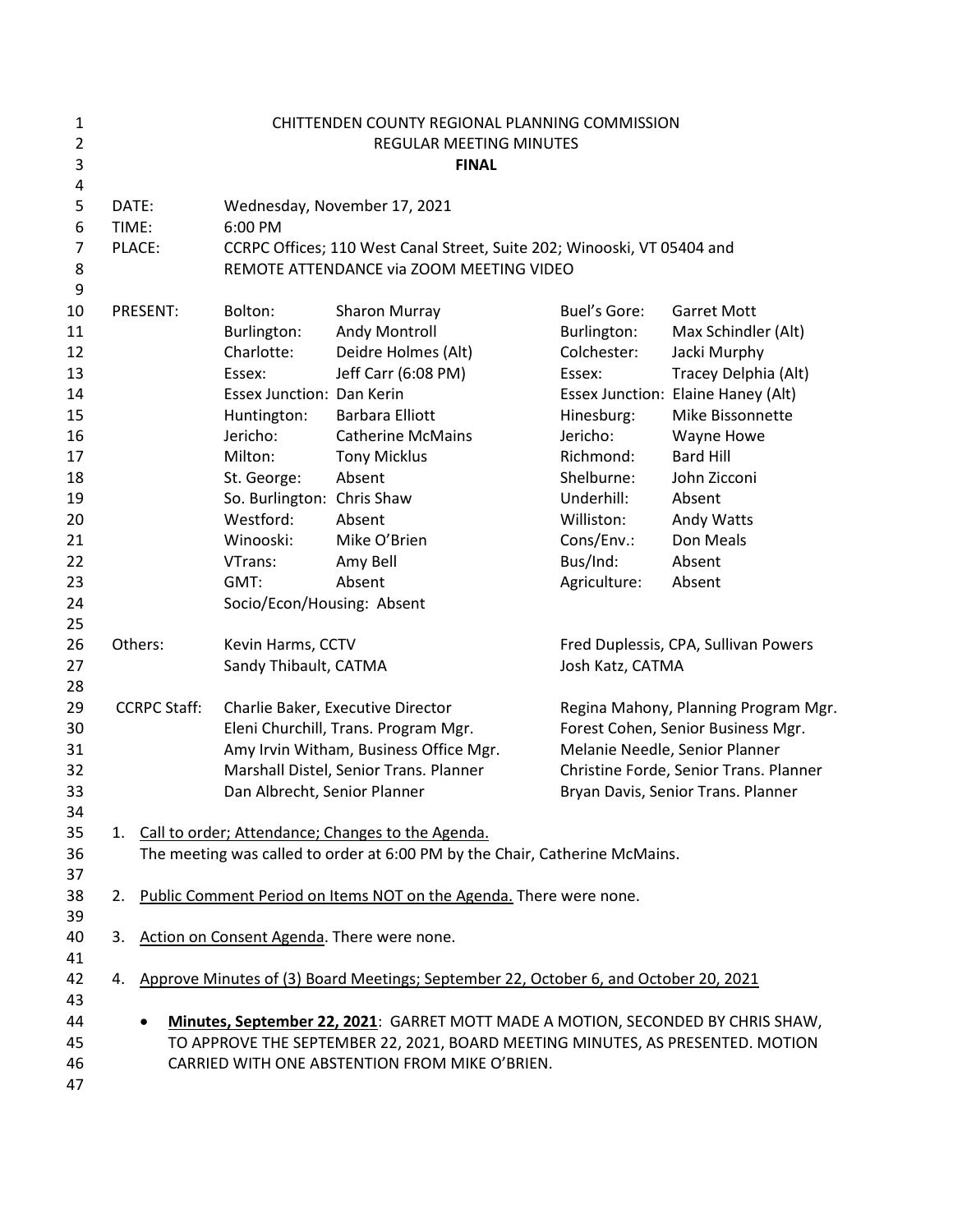CHITTENDEN COUNTY REGIONAL PLANNING COMMISSION
REGULAR MEETING MINUTES
**FINAL**

DATE: Wednesday, November 17, 2021
TIME: 6:00 PM
PLACE: CCRPC Offices; 110 West Canal Street, Suite 202; Winooski, VT 05404 and REMOTE ATTENDANCE via ZOOM MEETING VIDEO

PRESENT:

| | | | |
|---|---|---|---|
| Bolton: | Sharon Murray | Buel's Gore: | Garret Mott |
| Burlington: | Andy Montroll | Burlington: | Max Schindler (Alt) |
| Charlotte: | Deidre Holmes (Alt) | Colchester: | Jacki Murphy |
| Essex: | Jeff Carr (6:08 PM) | Essex: | Tracey Delphia (Alt) |
| Essex Junction: | Dan Kerin | Essex Junction: | Elaine Haney (Alt) |
| Huntington: | Barbara Elliott | Hinesburg: | Mike Bissonnette |
| Jericho: | Catherine McMains | Jericho: | Wayne Howe |
| Milton: | Tony Micklus | Richmond: | Bard Hill |
| St. George: | Absent | Shelburne: | John Zicconi |
| So. Burlington: | Chris Shaw | Underhill: | Absent |
| Westford: | Absent | Williston: | Andy Watts |
| Winooski: | Mike O'Brien | Cons/Env.: | Don Meals |
| VTrans: | Amy Bell | Bus/Ind: | Absent |
| GMT: | Absent | Agriculture: | Absent |
| Socio/Econ/Housing: | Absent | | |

Others:

| | |
|---|---|
| Kevin Harms, CCTV | Fred Duplessis, CPA, Sullivan Powers |
| Sandy Thibault, CATMA | Josh Katz, CATMA |

CCRPC Staff:

| | |
|---|---|
| Charlie Baker, Executive Director | Regina Mahony, Planning Program Mgr. |
| Eleni Churchill, Trans. Program Mgr. | Forest Cohen, Senior Business Mgr. |
| Amy Irvin Witham, Business Office Mgr. | Melanie Needle, Senior Planner |
| Marshall Distel, Senior Trans. Planner | Christine Forde, Senior Trans. Planner |
| Dan Albrecht, Senior Planner | Bryan Davis, Senior Trans. Planner |

1. Call to order; Attendance; Changes to the Agenda.
   The meeting was called to order at 6:00 PM by the Chair, Catherine McMains.

2. Public Comment Period on Items NOT on the Agenda. There were none.

3. Action on Consent Agenda. There were none.

4. Approve Minutes of (3) Board Meetings; September 22, October 6, and October 20, 2021

   - **Minutes, September 22, 2021**: GARRET MOTT MADE A MOTION, SECONDED BY CHRIS SHAW, TO APPROVE THE SEPTEMBER 22, 2021, BOARD MEETING MINUTES, AS PRESENTED. MOTION CARRIED WITH ONE ABSTENTION FROM MIKE O'BRIEN.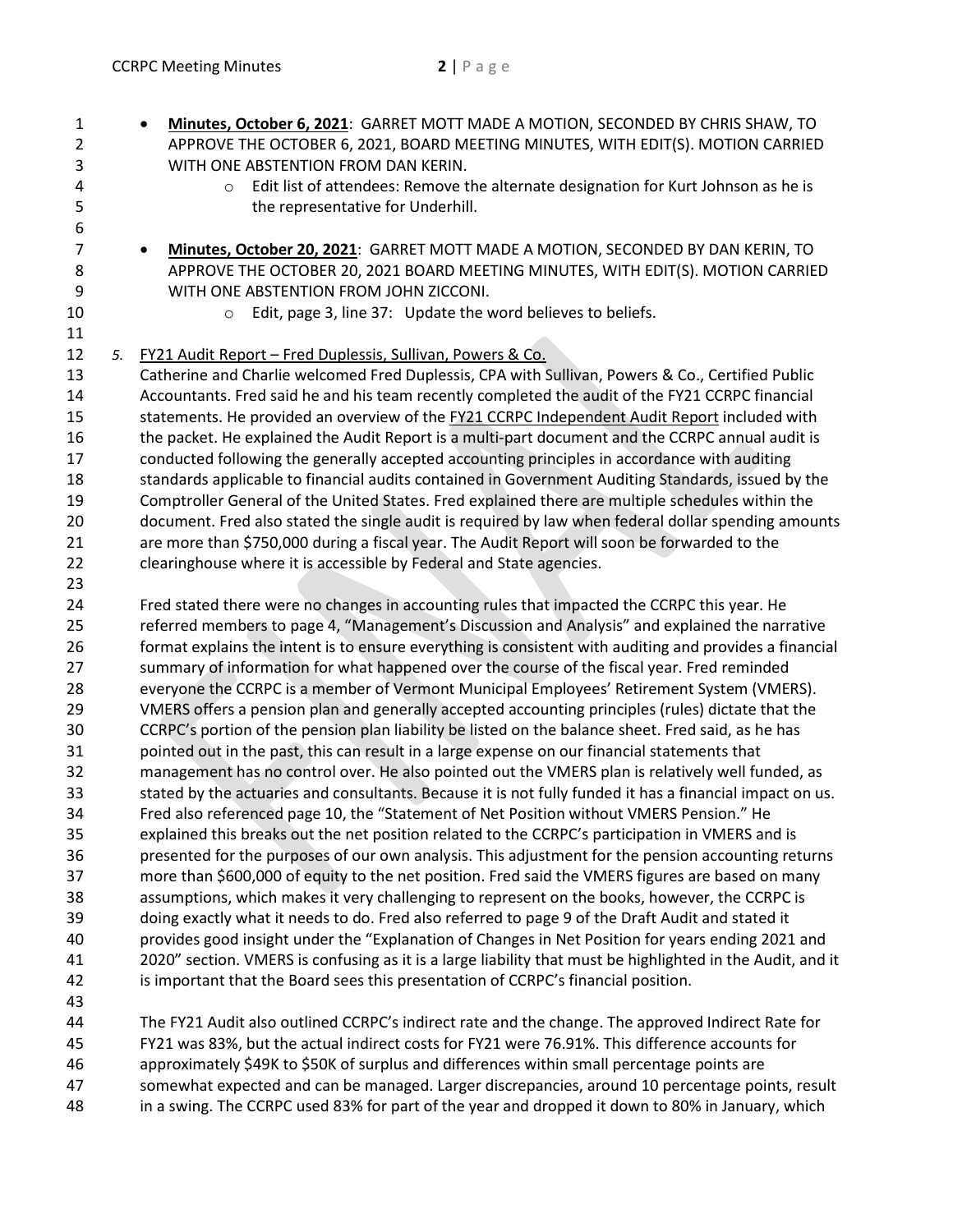- **Minutes, October 6, 2021**: GARRET MOTT MADE A MOTION, SECONDED BY CHRIS SHAW, TO APPROVE THE OCTOBER 6, 2021, BOARD MEETING MINUTES, WITH EDIT(S). MOTION CARRIED WITH ONE ABSTENTION FROM DAN KERIN.
  - Edit list of attendees: Remove the alternate designation for Kurt Johnson as he is the representative for Underhill.

- **Minutes, October 20, 2021**: GARRET MOTT MADE A MOTION, SECONDED BY DAN KERIN, TO APPROVE THE OCTOBER 20, 2021 BOARD MEETING MINUTES, WITH EDIT(S). MOTION CARRIED WITH ONE ABSTENTION FROM JOHN ZICCONI.
  - Edit, page 3, line 37: Update the word believes to beliefs.

5. FY21 Audit Report – Fred Duplessis, Sullivan, Powers & Co.

Catherine and Charlie welcomed Fred Duplessis, CPA with Sullivan, Powers & Co., Certified Public Accountants. Fred said he and his team recently completed the audit of the FY21 CCRPC financial statements. He provided an overview of the FY21 CCRPC Independent Audit Report included with the packet. He explained the Audit Report is a multi-part document and the CCRPC annual audit is conducted following the generally accepted accounting principles in accordance with auditing standards applicable to financial audits contained in Government Auditing Standards, issued by the Comptroller General of the United States. Fred explained there are multiple schedules within the document. Fred also stated the single audit is required by law when federal dollar spending amounts are more than $750,000 during a fiscal year. The Audit Report will soon be forwarded to the clearinghouse where it is accessible by Federal and State agencies.

Fred stated there were no changes in accounting rules that impacted the CCRPC this year. He referred members to page 4, "Management's Discussion and Analysis" and explained the narrative format explains the intent is to ensure everything is consistent with auditing and provides a financial summary of information for what happened over the course of the fiscal year. Fred reminded everyone the CCRPC is a member of Vermont Municipal Employees' Retirement System (VMERS). VMERS offers a pension plan and generally accepted accounting principles (rules) dictate that the CCRPC's portion of the pension plan liability be listed on the balance sheet. Fred said, as he has pointed out in the past, this can result in a large expense on our financial statements that management has no control over. He also pointed out the VMERS plan is relatively well funded, as stated by the actuaries and consultants. Because it is not fully funded it has a financial impact on us. Fred also referenced page 10, the "Statement of Net Position without VMERS Pension." He explained this breaks out the net position related to the CCRPC's participation in VMERS and is presented for the purposes of our own analysis. This adjustment for the pension accounting returns more than $600,000 of equity to the net position. Fred said the VMERS figures are based on many assumptions, which makes it very challenging to represent on the books, however, the CCRPC is doing exactly what it needs to do. Fred also referred to page 9 of the Draft Audit and stated it provides good insight under the "Explanation of Changes in Net Position for years ending 2021 and 2020" section. VMERS is confusing as it is a large liability that must be highlighted in the Audit, and it is important that the Board sees this presentation of CCRPC's financial position.

The FY21 Audit also outlined CCRPC's indirect rate and the change. The approved Indirect Rate for FY21 was 83%, but the actual indirect costs for FY21 were 76.91%. This difference accounts for approximately $49K to $50K of surplus and differences within small percentage points are somewhat expected and can be managed. Larger discrepancies, around 10 percentage points, result in a swing. The CCRPC used 83% for part of the year and dropped it down to 80% in January, which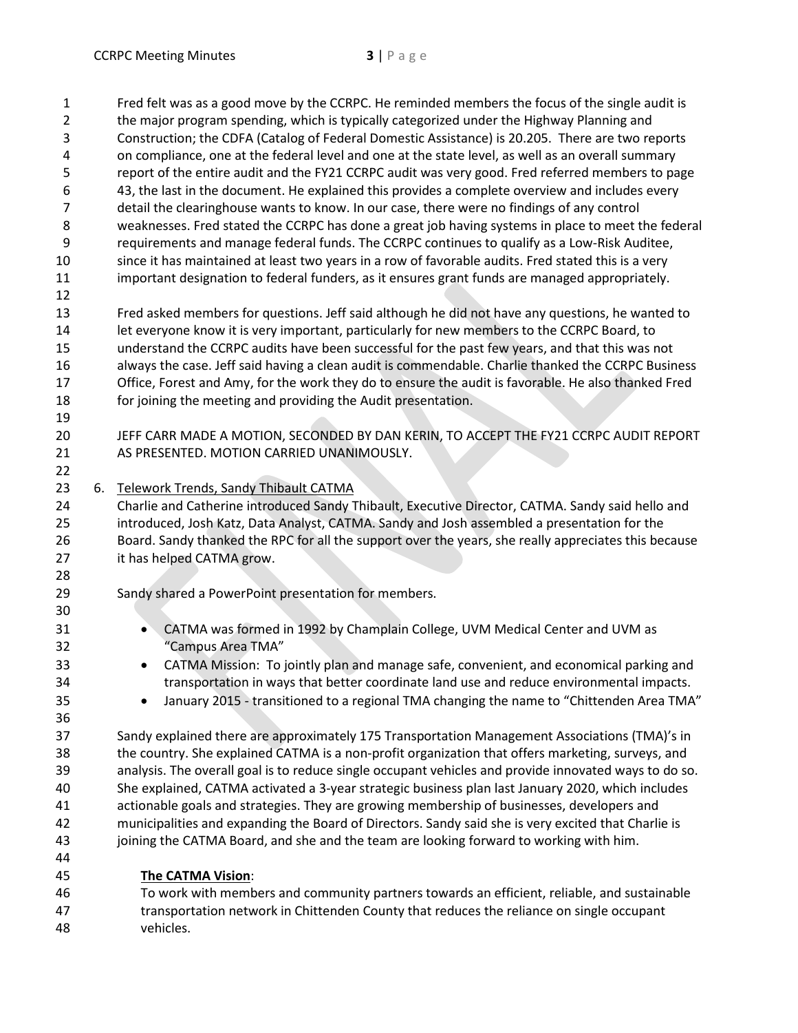Fred felt was as a good move by the CCRPC. He reminded members the focus of the single audit is the major program spending, which is typically categorized under the Highway Planning and Construction; the CDFA (Catalog of Federal Domestic Assistance) is 20.205. There are two reports on compliance, one at the federal level and one at the state level, as well as an overall summary report of the entire audit and the FY21 CCRPC audit was very good. Fred referred members to page 43, the last in the document. He explained this provides a complete overview and includes every detail the clearinghouse wants to know. In our case, there were no findings of any control weaknesses. Fred stated the CCRPC has done a great job having systems in place to meet the federal requirements and manage federal funds. The CCRPC continues to qualify as a Low-Risk Auditee, since it has maintained at least two years in a row of favorable audits. Fred stated this is a very important designation to federal funders, as it ensures grant funds are managed appropriately.

Fred asked members for questions. Jeff said although he did not have any questions, he wanted to let everyone know it is very important, particularly for new members to the CCRPC Board, to understand the CCRPC audits have been successful for the past few years, and that this was not always the case. Jeff said having a clean audit is commendable. Charlie thanked the CCRPC Business Office, Forest and Amy, for the work they do to ensure the audit is favorable. He also thanked Fred for joining the meeting and providing the Audit presentation.

JEFF CARR MADE A MOTION, SECONDED BY DAN KERIN, TO ACCEPT THE FY21 CCRPC AUDIT REPORT AS PRESENTED. MOTION CARRIED UNANIMOUSLY.

6. Telework Trends, Sandy Thibault CATMA

Charlie and Catherine introduced Sandy Thibault, Executive Director, CATMA. Sandy said hello and introduced, Josh Katz, Data Analyst, CATMA. Sandy and Josh assembled a presentation for the Board. Sandy thanked the RPC for all the support over the years, she really appreciates this because it has helped CATMA grow.

Sandy shared a PowerPoint presentation for members.

- CATMA was formed in 1992 by Champlain College, UVM Medical Center and UVM as "Campus Area TMA"
- CATMA Mission: To jointly plan and manage safe, convenient, and economical parking and transportation in ways that better coordinate land use and reduce environmental impacts.
- January 2015 - transitioned to a regional TMA changing the name to "Chittenden Area TMA"

Sandy explained there are approximately 175 Transportation Management Associations (TMA)'s in the country. She explained CATMA is a non-profit organization that offers marketing, surveys, and analysis. The overall goal is to reduce single occupant vehicles and provide innovated ways to do so. She explained, CATMA activated a 3-year strategic business plan last January 2020, which includes actionable goals and strategies. They are growing membership of businesses, developers and municipalities and expanding the Board of Directors. Sandy said she is very excited that Charlie is joining the CATMA Board, and she and the team are looking forward to working with him.

**The CATMA Vision**:

To work with members and community partners towards an efficient, reliable, and sustainable transportation network in Chittenden County that reduces the reliance on single occupant vehicles.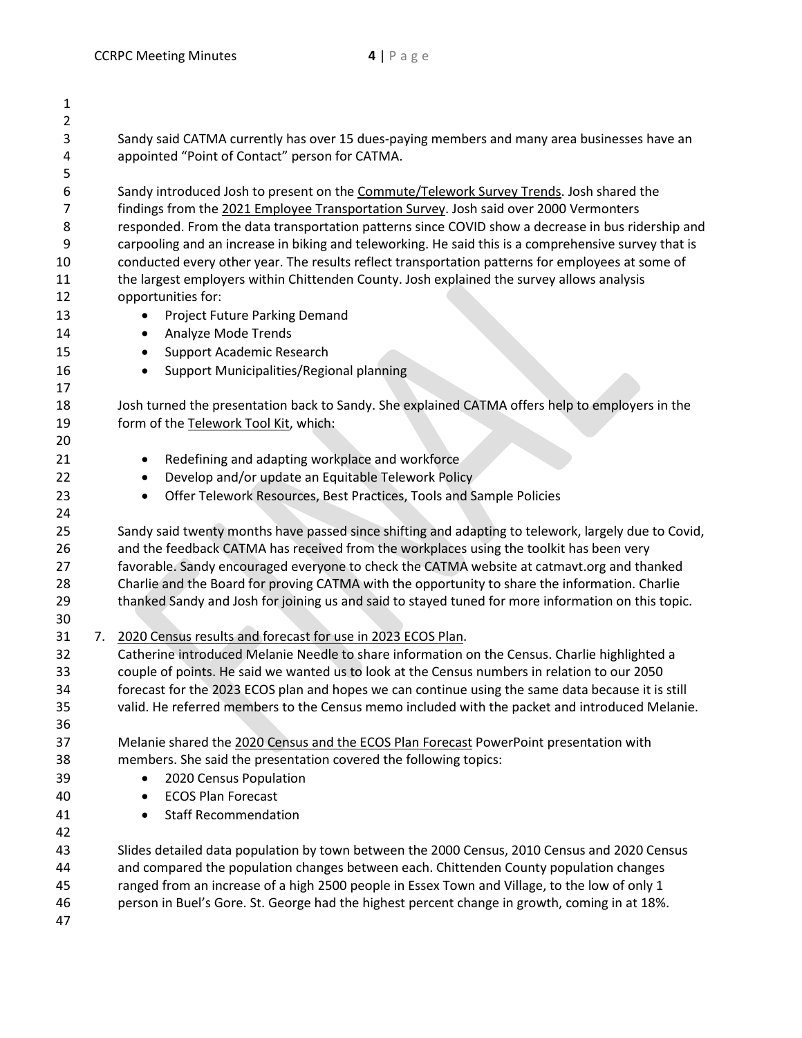Sandy said CATMA currently has over 15 dues-paying members and many area businesses have an appointed "Point of Contact" person for CATMA.

Sandy introduced Josh to present on the Commute/Telework Survey Trends. Josh shared the findings from the 2021 Employee Transportation Survey. Josh said over 2000 Vermonters responded. From the data transportation patterns since COVID show a decrease in bus ridership and carpooling and an increase in biking and teleworking. He said this is a comprehensive survey that is conducted every other year. The results reflect transportation patterns for employees at some of the largest employers within Chittenden County. Josh explained the survey allows analysis opportunities for:

- Project Future Parking Demand
- Analyze Mode Trends
- Support Academic Research
- Support Municipalities/Regional planning

Josh turned the presentation back to Sandy. She explained CATMA offers help to employers in the form of the Telework Tool Kit, which:

- Redefining and adapting workplace and workforce
- Develop and/or update an Equitable Telework Policy
- Offer Telework Resources, Best Practices, Tools and Sample Policies

Sandy said twenty months have passed since shifting and adapting to telework, largely due to Covid, and the feedback CATMA has received from the workplaces using the toolkit has been very favorable. Sandy encouraged everyone to check the CATMA website at catmavt.org and thanked Charlie and the Board for proving CATMA with the opportunity to share the information. Charlie thanked Sandy and Josh for joining us and said to stayed tuned for more information on this topic.

7. 2020 Census results and forecast for use in 2023 ECOS Plan.

Catherine introduced Melanie Needle to share information on the Census. Charlie highlighted a couple of points. He said we wanted us to look at the Census numbers in relation to our 2050 forecast for the 2023 ECOS plan and hopes we can continue using the same data because it is still valid. He referred members to the Census memo included with the packet and introduced Melanie.

Melanie shared the 2020 Census and the ECOS Plan Forecast PowerPoint presentation with members. She said the presentation covered the following topics:

- 2020 Census Population
- ECOS Plan Forecast
- Staff Recommendation

Slides detailed data population by town between the 2000 Census, 2010 Census and 2020 Census and compared the population changes between each. Chittenden County population changes ranged from an increase of a high 2500 people in Essex Town and Village, to the low of only 1 person in Buel's Gore. St. George had the highest percent change in growth, coming in at 18%.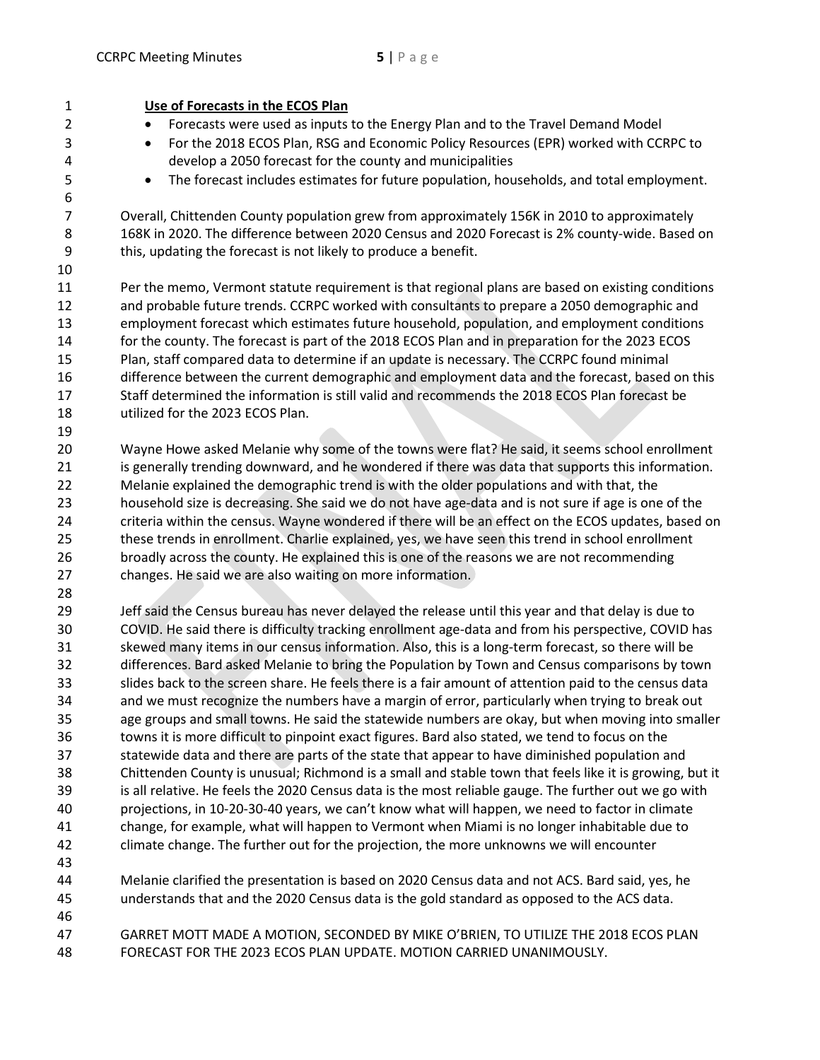**Use of Forecasts in the ECOS Plan**

- Forecasts were used as inputs to the Energy Plan and to the Travel Demand Model
- For the 2018 ECOS Plan, RSG and Economic Policy Resources (EPR) worked with CCRPC to develop a 2050 forecast for the county and municipalities
- The forecast includes estimates for future population, households, and total employment.

Overall, Chittenden County population grew from approximately 156K in 2010 to approximately 168K in 2020. The difference between 2020 Census and 2020 Forecast is 2% county-wide. Based on this, updating the forecast is not likely to produce a benefit.

Per the memo, Vermont statute requirement is that regional plans are based on existing conditions and probable future trends. CCRPC worked with consultants to prepare a 2050 demographic and employment forecast which estimates future household, population, and employment conditions for the county. The forecast is part of the 2018 ECOS Plan and in preparation for the 2023 ECOS Plan, staff compared data to determine if an update is necessary. The CCRPC found minimal difference between the current demographic and employment data and the forecast, based on this Staff determined the information is still valid and recommends the 2018 ECOS Plan forecast be utilized for the 2023 ECOS Plan.

Wayne Howe asked Melanie why some of the towns were flat? He said, it seems school enrollment is generally trending downward, and he wondered if there was data that supports this information. Melanie explained the demographic trend is with the older populations and with that, the household size is decreasing. She said we do not have age-data and is not sure if age is one of the criteria within the census. Wayne wondered if there will be an effect on the ECOS updates, based on these trends in enrollment. Charlie explained, yes, we have seen this trend in school enrollment broadly across the county. He explained this is one of the reasons we are not recommending changes. He said we are also waiting on more information.

Jeff said the Census bureau has never delayed the release until this year and that delay is due to COVID. He said there is difficulty tracking enrollment age-data and from his perspective, COVID has skewed many items in our census information. Also, this is a long-term forecast, so there will be differences. Bard asked Melanie to bring the Population by Town and Census comparisons by town slides back to the screen share. He feels there is a fair amount of attention paid to the census data and we must recognize the numbers have a margin of error, particularly when trying to break out age groups and small towns. He said the statewide numbers are okay, but when moving into smaller towns it is more difficult to pinpoint exact figures. Bard also stated, we tend to focus on the statewide data and there are parts of the state that appear to have diminished population and Chittenden County is unusual; Richmond is a small and stable town that feels like it is growing, but it is all relative. He feels the 2020 Census data is the most reliable gauge. The further out we go with projections, in 10-20-30-40 years, we can't know what will happen, we need to factor in climate change, for example, what will happen to Vermont when Miami is no longer inhabitable due to climate change. The further out for the projection, the more unknowns we will encounter

Melanie clarified the presentation is based on 2020 Census data and not ACS. Bard said, yes, he understands that and the 2020 Census data is the gold standard as opposed to the ACS data.

GARRET MOTT MADE A MOTION, SECONDED BY MIKE O'BRIEN, TO UTILIZE THE 2018 ECOS PLAN FORECAST FOR THE 2023 ECOS PLAN UPDATE. MOTION CARRIED UNANIMOUSLY.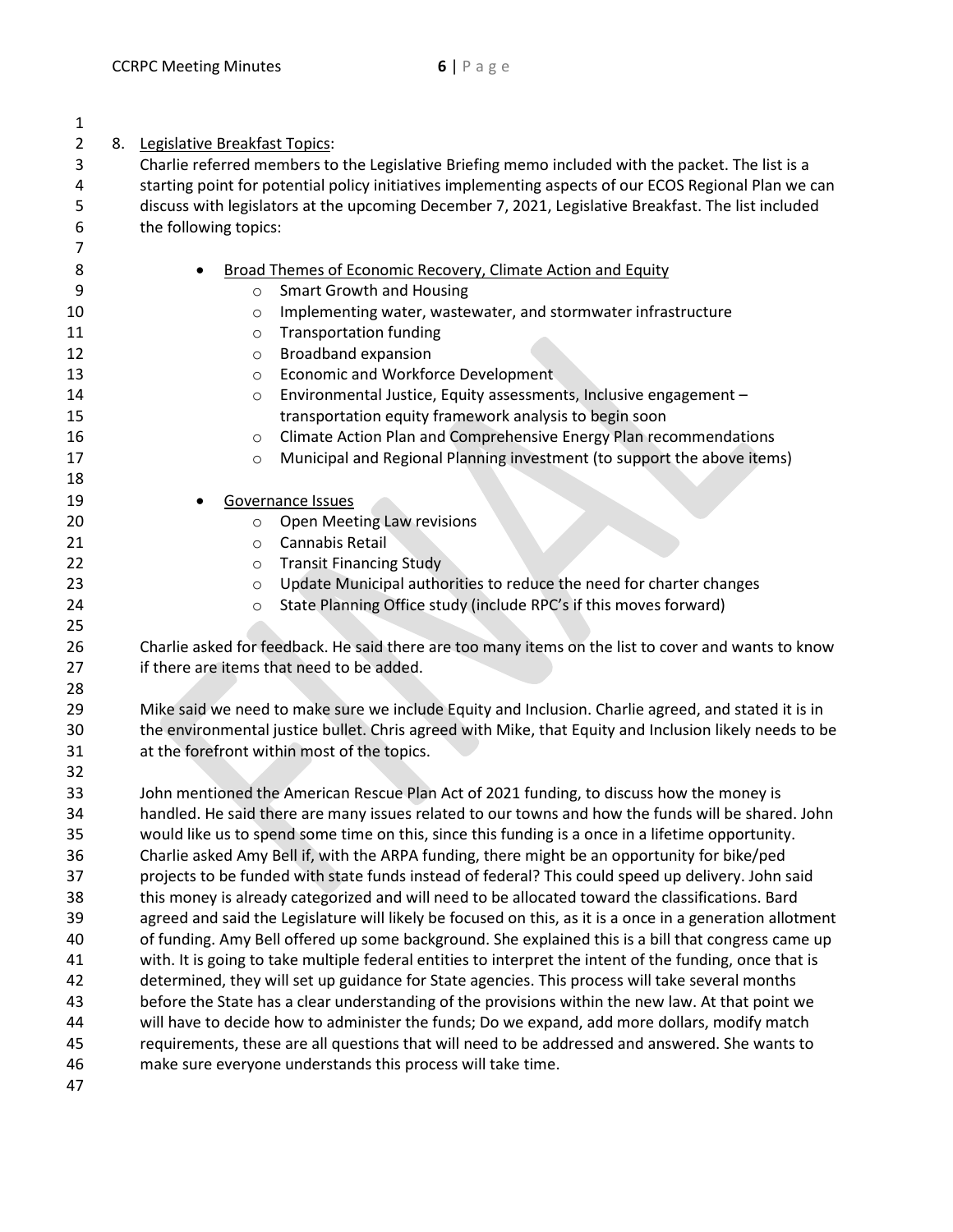8. <u>Legislative Breakfast Topics</u>:

   Charlie referred members to the Legislative Briefing memo included with the packet. The list is a starting point for potential policy initiatives implementing aspects of our ECOS Regional Plan we can discuss with legislators at the upcoming December 7, 2021, Legislative Breakfast. The list included the following topics:

   - <u>Broad Themes of Economic Recovery, Climate Action and Equity</u>
     - Smart Growth and Housing
     - Implementing water, wastewater, and stormwater infrastructure
     - Transportation funding
     - Broadband expansion
     - Economic and Workforce Development
     - Environmental Justice, Equity assessments, Inclusive engagement – transportation equity framework analysis to begin soon
     - Climate Action Plan and Comprehensive Energy Plan recommendations
     - Municipal and Regional Planning investment (to support the above items)

   - <u>Governance Issues</u>
     - Open Meeting Law revisions
     - Cannabis Retail
     - Transit Financing Study
     - Update Municipal authorities to reduce the need for charter changes
     - State Planning Office study (include RPC's if this moves forward)

   Charlie asked for feedback. He said there are too many items on the list to cover and wants to know if there are items that need to be added.

   Mike said we need to make sure we include Equity and Inclusion. Charlie agreed, and stated it is in the environmental justice bullet. Chris agreed with Mike, that Equity and Inclusion likely needs to be at the forefront within most of the topics.

   John mentioned the American Rescue Plan Act of 2021 funding, to discuss how the money is handled. He said there are many issues related to our towns and how the funds will be shared. John would like us to spend some time on this, since this funding is a once in a lifetime opportunity. Charlie asked Amy Bell if, with the ARPA funding, there might be an opportunity for bike/ped projects to be funded with state funds instead of federal? This could speed up delivery. John said this money is already categorized and will need to be allocated toward the classifications. Bard agreed and said the Legislature will likely be focused on this, as it is a once in a generation allotment of funding. Amy Bell offered up some background. She explained this is a bill that congress came up with. It is going to take multiple federal entities to interpret the intent of the funding, once that is determined, they will set up guidance for State agencies. This process will take several months before the State has a clear understanding of the provisions within the new law. At that point we will have to decide how to administer the funds; Do we expand, add more dollars, modify match requirements, these are all questions that will need to be addressed and answered. She wants to make sure everyone understands this process will take time.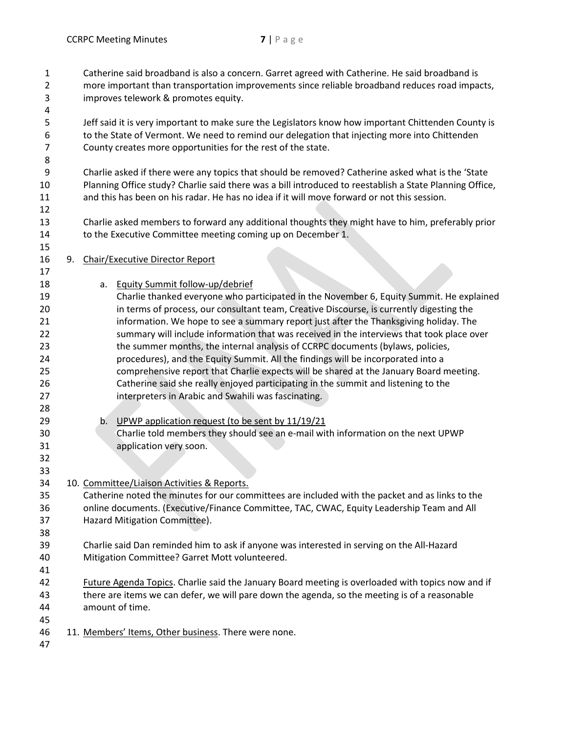Catherine said broadband is also a concern. Garret agreed with Catherine. He said broadband is more important than transportation improvements since reliable broadband reduces road impacts, improves telework & promotes equity.

Jeff said it is very important to make sure the Legislators know how important Chittenden County is to the State of Vermont. We need to remind our delegation that injecting more into Chittenden County creates more opportunities for the rest of the state.

Charlie asked if there were any topics that should be removed? Catherine asked what is the 'State Planning Office study? Charlie said there was a bill introduced to reestablish a State Planning Office, and this has been on his radar. He has no idea if it will move forward or not this session.

Charlie asked members to forward any additional thoughts they might have to him, preferably prior to the Executive Committee meeting coming up on December 1.

9. Chair/Executive Director Report

   a. Equity Summit follow-up/debrief
      Charlie thanked everyone who participated in the November 6, Equity Summit. He explained in terms of process, our consultant team, Creative Discourse, is currently digesting the information. We hope to see a summary report just after the Thanksgiving holiday. The summary will include information that was received in the interviews that took place over the summer months, the internal analysis of CCRPC documents (bylaws, policies, procedures), and the Equity Summit. All the findings will be incorporated into a comprehensive report that Charlie expects will be shared at the January Board meeting. Catherine said she really enjoyed participating in the summit and listening to the interpreters in Arabic and Swahili was fascinating.

   b. UPWP application request (to be sent by 11/19/21
      Charlie told members they should see an e-mail with information on the next UPWP application very soon.

10. Committee/Liaison Activities & Reports.
    Catherine noted the minutes for our committees are included with the packet and as links to the online documents. (Executive/Finance Committee, TAC, CWAC, Equity Leadership Team and All Hazard Mitigation Committee).

    Charlie said Dan reminded him to ask if anyone was interested in serving on the All-Hazard Mitigation Committee? Garret Mott volunteered.

    Future Agenda Topics. Charlie said the January Board meeting is overloaded with topics now and if there are items we can defer, we will pare down the agenda, so the meeting is of a reasonable amount of time.

11. Members' Items, Other business. There were none.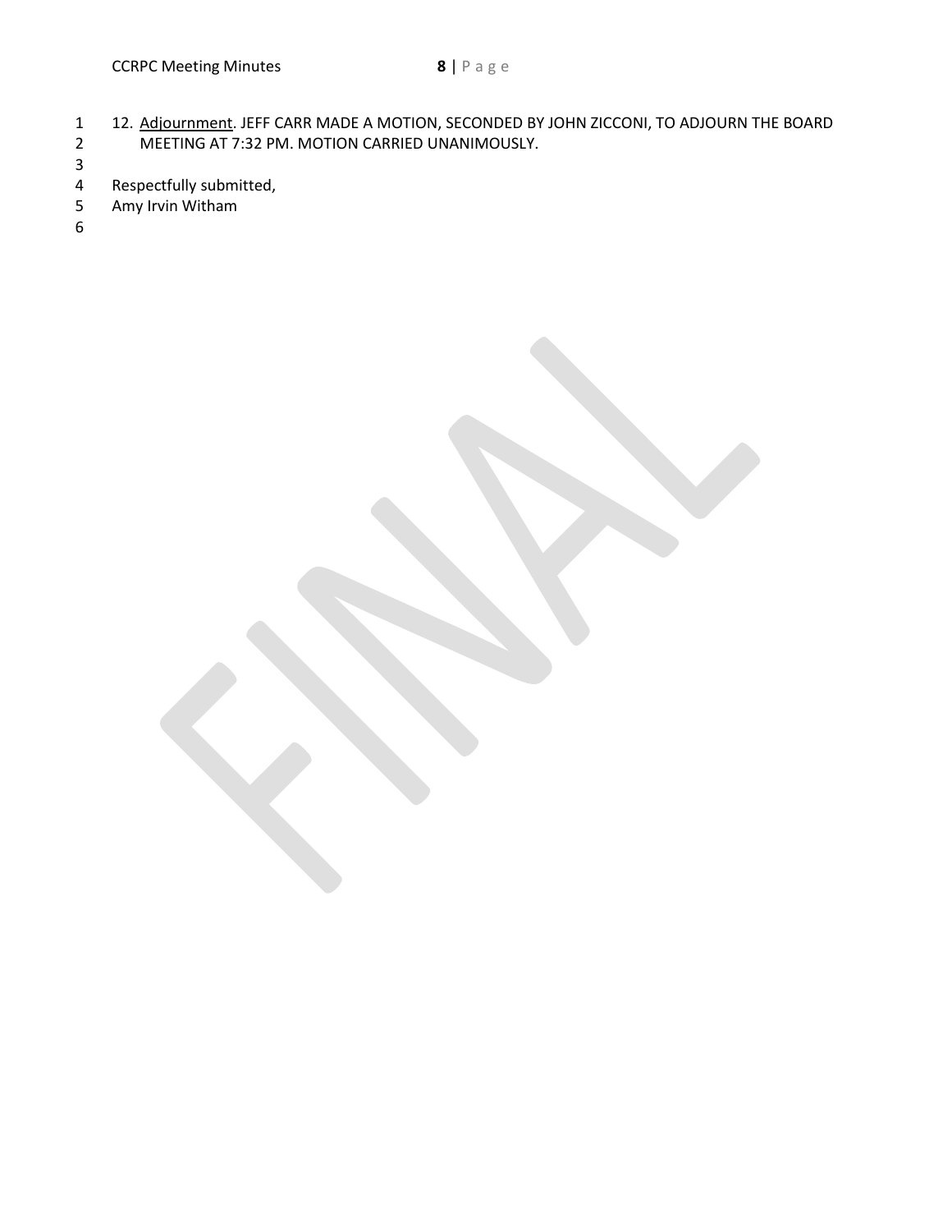12. <u>Adjournment</u>. JEFF CARR MADE A MOTION, SECONDED BY JOHN ZICCONI, TO ADJOURN THE BOARD MEETING AT 7:32 PM. MOTION CARRIED UNANIMOUSLY.

Respectfully submitted,
Amy Irvin Witham

FINAL